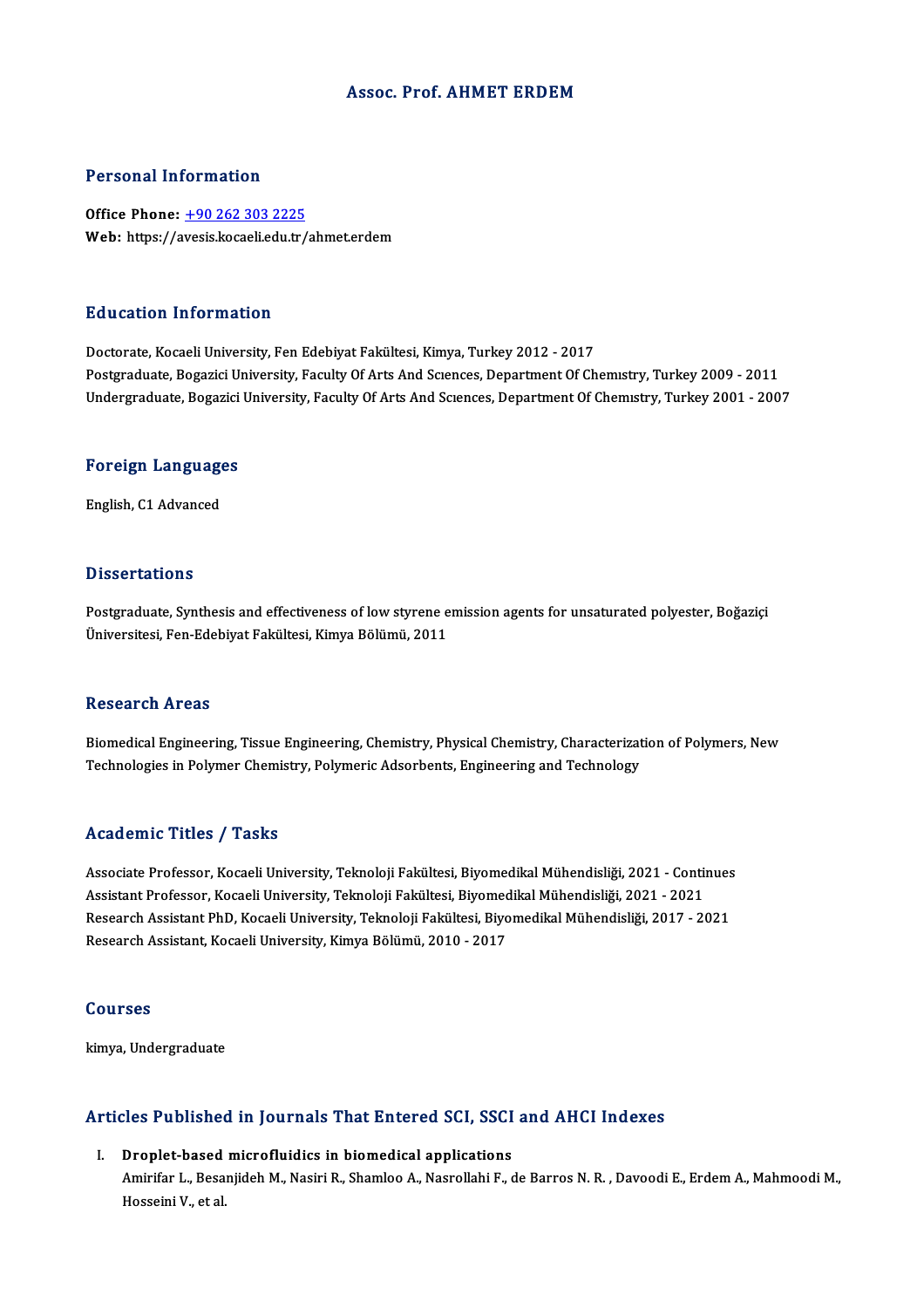# Assoc. Prof. AHMET ERDEM

## Personal Information

**Office Phone:** +90 262 303 2225
**Web:** https://avesis.kocaeli.edu.tr/ahmet.erdem

## Education Information

Doctorate, Kocaeli University, Fen Edebiyat Fakültesi, Kimya, Turkey 2012 - 2017
Postgraduate, Bogazici University, Faculty Of Arts And Scıences, Department Of Chemıstry, Turkey 2009 - 2011
Undergraduate, Bogazici University, Faculty Of Arts And Scıences, Department Of Chemıstry, Turkey 2001 - 2007

## Foreign Languages

English, C1 Advanced

## Dissertations

Postgraduate, Synthesis and effectiveness of low styrene emission agents for unsaturated polyester, Boğaziçi Üniversitesi, Fen-Edebiyat Fakültesi, Kimya Bölümü, 2011

## Research Areas

Biomedical Engineering, Tissue Engineering, Chemistry, Physical Chemistry, Characterization of Polymers, New Technologies in Polymer Chemistry, Polymeric Adsorbents, Engineering and Technology

## Academic Titles / Tasks

Associate Professor, Kocaeli University, Teknoloji Fakültesi, Biyomedikal Mühendisliği, 2021 - Continues
Assistant Professor, Kocaeli University, Teknoloji Fakültesi, Biyomedikal Mühendisliği, 2021 - 2021
Research Assistant PhD, Kocaeli University, Teknoloji Fakültesi, Biyomedikal Mühendisliği, 2017 - 2021
Research Assistant, Kocaeli University, Kimya Bölümü, 2010 - 2017

## Courses

kimya, Undergraduate

## Articles Published in Journals That Entered SCI, SSCI and AHCI Indexes

I. **Droplet-based microfluidics in biomedical applications**
   Amirifar L., Besanjideh M., Nasiri R., Shamloo A., Nasrollahi F., de Barros N. R. , Davoodi E., Erdem A., Mahmoodi M., Hosseini V., et al.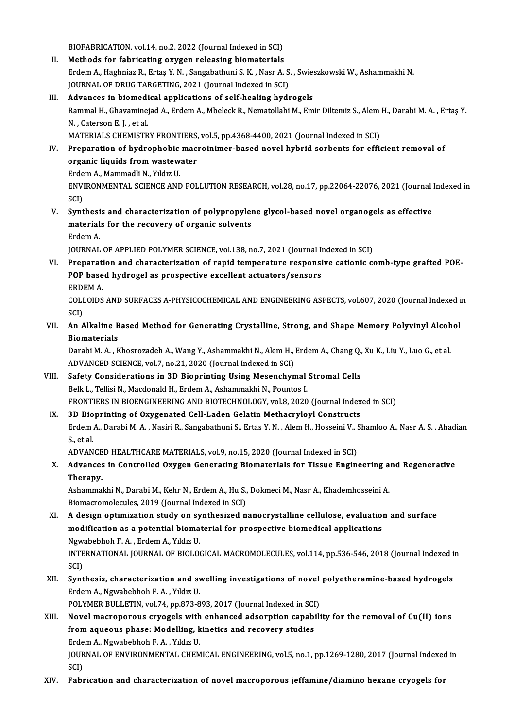BIOFABRICATION, vol.14, no.2, 2022 (Journal Indexed in SCI)

II. **Methods for fabricating oxygen releasing biomaterials**
Erdem A., Haghniaz R., Ertaş Y. N. , Sangabathuni S. K. , Nasr A. S. , Swieszkowski W., Ashammakhi N.
JOURNAL OF DRUG TARGETING, 2021 (Journal Indexed in SCI)

III. **Advances in biomedical applications of self-healing hydrogels**
Rammal H., Ghavaminejad A., Erdem A., Mbeleck R., Nematollahi M., Emir Diltemiz S., Alem H., Darabi M. A. , Ertaş Y. N. , Caterson E. J. , et al.
MATERIALS CHEMISTRY FRONTIERS, vol.5, pp.4368-4400, 2021 (Journal Indexed in SCI)

IV. **Preparation of hydrophobic macroinimer-based novel hybrid sorbents for efficient removal of organic liquids from wastewater**
Erdem A., Mammadli N., Yıldız U.
ENVIRONMENTAL SCIENCE AND POLLUTION RESEARCH, vol.28, no.17, pp.22064-22076, 2021 (Journal Indexed in SCI)

V. **Synthesis and characterization of polypropylene glycol-based novel organogels as effective materials for the recovery of organic solvents**
Erdem A.
JOURNAL OF APPLIED POLYMER SCIENCE, vol.138, no.7, 2021 (Journal Indexed in SCI)

VI. **Preparation and characterization of rapid temperature responsive cationic comb-type grafted POE-POP based hydrogel as prospective excellent actuators/sensors**
ERDEM A.
COLLOIDS AND SURFACES A-PHYSICOCHEMICAL AND ENGINEERING ASPECTS, vol.607, 2020 (Journal Indexed in SCI)

VII. **An Alkaline Based Method for Generating Crystalline, Strong, and Shape Memory Polyvinyl Alcohol Biomaterials**
Darabi M. A. , Khosrozadeh A., Wang Y., Ashammakhi N., Alem H., Erdem A., Chang Q., Xu K., Liu Y., Luo G., et al.
ADVANCED SCIENCE, vol.7, no.21, 2020 (Journal Indexed in SCI)

VIII. **Safety Considerations in 3D Bioprinting Using Mesenchymal Stromal Cells**
Belk L., Tellisi N., Macdonald H., Erdem A., Ashammakhi N., Pountos I.
FRONTIERS IN BIOENGINEERING AND BIOTECHNOLOGY, vol.8, 2020 (Journal Indexed in SCI)

IX. **3D Bioprinting of Oxygenated Cell-Laden Gelatin Methacryloyl Constructs**
Erdem A., Darabi M. A. , Nasiri R., Sangabathuni S., Ertas Y. N. , Alem H., Hosseini V., Shamloo A., Nasr A. S. , Ahadian S., et al.
ADVANCED HEALTHCARE MATERIALS, vol.9, no.15, 2020 (Journal Indexed in SCI)

X. **Advances in Controlled Oxygen Generating Biomaterials for Tissue Engineering and Regenerative Therapy.**
Ashammakhi N., Darabi M., Kehr N., Erdem A., Hu S., Dokmeci M., Nasr A., Khademhosseini A.
Biomacromolecules, 2019 (Journal Indexed in SCI)

XI. **A design optimization study on synthesized nanocrystalline cellulose, evaluation and surface modification as a potential biomaterial for prospective biomedical applications**
Ngwabebhoh F. A. , Erdem A., Yıldız U.
INTERNATIONAL JOURNAL OF BIOLOGICAL MACROMOLECULES, vol.114, pp.536-546, 2018 (Journal Indexed in SCI)

XII. **Synthesis, characterization and swelling investigations of novel polyetheramine-based hydrogels**
Erdem A., Ngwabebhoh F. A. , Yıldız U.
POLYMER BULLETIN, vol.74, pp.873-893, 2017 (Journal Indexed in SCI)

XIII. **Novel macroporous cryogels with enhanced adsorption capability for the removal of Cu(II) ions from aqueous phase: Modelling, kinetics and recovery studies**
Erdem A., Ngwabebhoh F. A. , Yıldız U.
JOURNAL OF ENVIRONMENTAL CHEMICAL ENGINEERING, vol.5, no.1, pp.1269-1280, 2017 (Journal Indexed in SCI)

XIV. **Fabrication and characterization of novel macroporous jeffamine/diamino hexane cryogels for**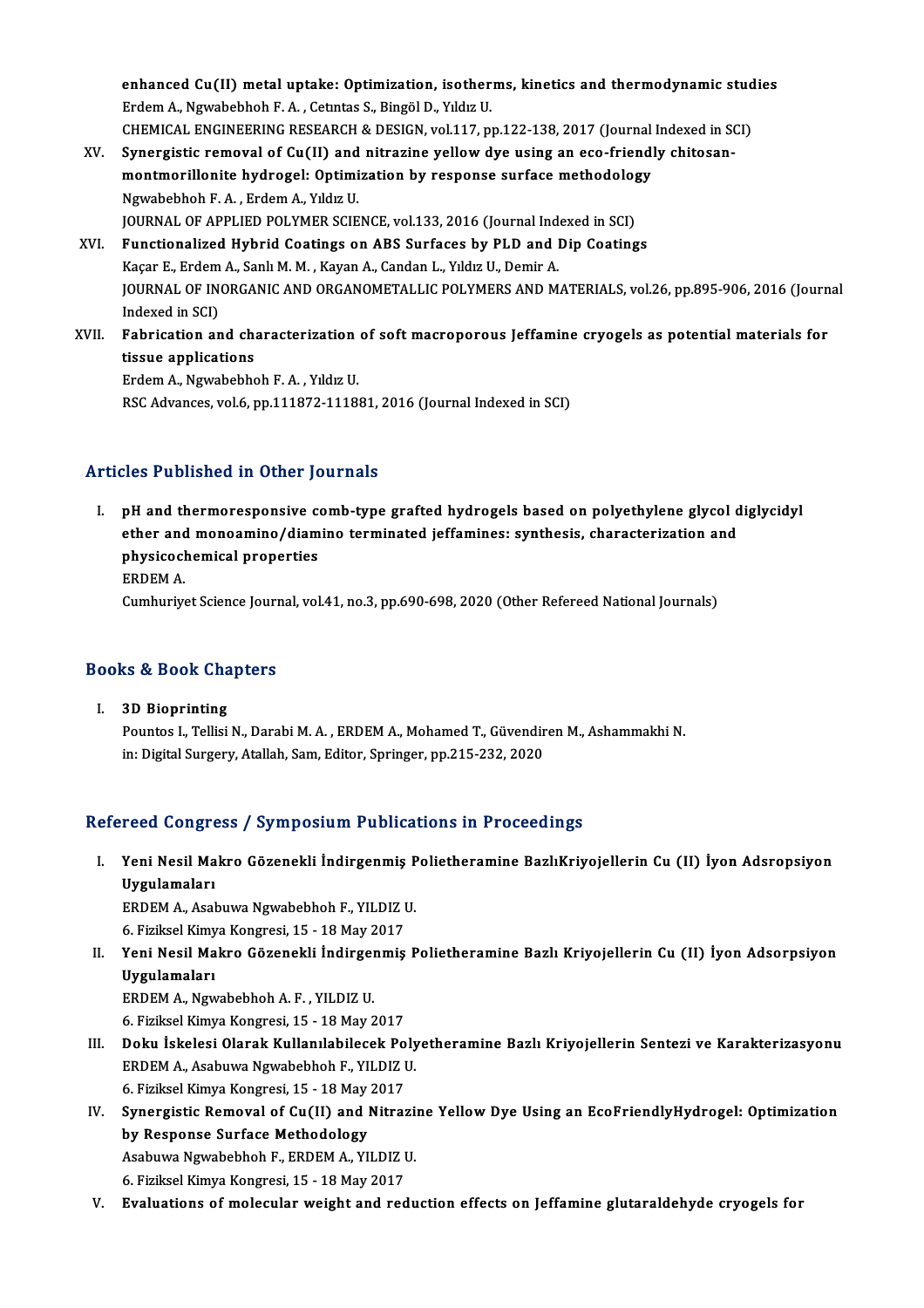**enhanced Cu(II) metal uptake: Optimization, isotherms, kinetics and thermodynamic studies**
Erdem A., Ngwabebhoh F. A. , Cetıntas S., Bingöl D., Yıldız U.
CHEMICAL ENGINEERING RESEARCH & DESIGN, vol.117, pp.122-138, 2017 (Journal Indexed in SCI)

XV. **Synergistic removal of Cu(II) and nitrazine yellow dye using an eco-friendly chitosan-montmorillonite hydrogel: Optimization by response surface methodology**
Ngwabebhoh F. A. , Erdem A., Yıldız U.
JOURNAL OF APPLIED POLYMER SCIENCE, vol.133, 2016 (Journal Indexed in SCI)

XVI. **Functionalized Hybrid Coatings on ABS Surfaces by PLD and Dip Coatings**
Kaçar E., Erdem A., Sanlı M. M. , Kayan A., Candan L., Yıldız U., Demir A.
JOURNAL OF INORGANIC AND ORGANOMETALLIC POLYMERS AND MATERIALS, vol.26, pp.895-906, 2016 (Journal Indexed in SCI)

XVII. **Fabrication and characterization of soft macroporous Jeffamine cryogels as potential materials for tissue applications**
Erdem A., Ngwabebhoh F. A. , Yıldız U.
RSC Advances, vol.6, pp.111872-111881, 2016 (Journal Indexed in SCI)

## Articles Published in Other Journals

I. **pH and thermoresponsive comb-type grafted hydrogels based on polyethylene glycol diglycidyl ether and monoamino/diamino terminated jeffamines: synthesis, characterization and physicochemical properties**
ERDEM A.
Cumhuriyet Science Journal, vol.41, no.3, pp.690-698, 2020 (Other Refereed National Journals)

## Books & Book Chapters

I. **3D Bioprinting**
Pountos I., Tellisi N., Darabi M. A. , ERDEM A., Mohamed T., Güvendiren M., Ashammakhi N.
in: Digital Surgery, Atallah, Sam, Editor, Springer, pp.215-232, 2020

## Refereed Congress / Symposium Publications in Proceedings

I. **Yeni Nesil Makro Gözenekli İndirgenmiş Polietheramine BazlıKriyojellerin Cu (II) İyon Adsropsiyon Uygulamaları**
ERDEM A., Asabuwa Ngwabebhoh F., YILDIZ U.
6. Fiziksel Kimya Kongresi, 15 - 18 May 2017

II. **Yeni Nesil Makro Gözenekli İndirgenmiş Polietheramine Bazlı Kriyojellerin Cu (II) İyon Adsorpsiyon Uygulamaları**
ERDEM A., Ngwabebhoh A. F. , YILDIZ U.
6. Fiziksel Kimya Kongresi, 15 - 18 May 2017

III. **Doku İskelesi Olarak Kullanılabilecek Polyetheramine Bazlı Kriyojellerin Sentezi ve Karakterizasyonu**
ERDEM A., Asabuwa Ngwabebhoh F., YILDIZ U.
6. Fiziksel Kimya Kongresi, 15 - 18 May 2017

IV. **Synergistic Removal of Cu(II) and Nitrazine Yellow Dye Using an EcoFriendlyHydrogel: Optimization by Response Surface Methodology**
Asabuwa Ngwabebhoh F., ERDEM A., YILDIZ U.
6. Fiziksel Kimya Kongresi, 15 - 18 May 2017

V. **Evaluations of molecular weight and reduction effects on Jeffamine glutaraldehyde cryogels for**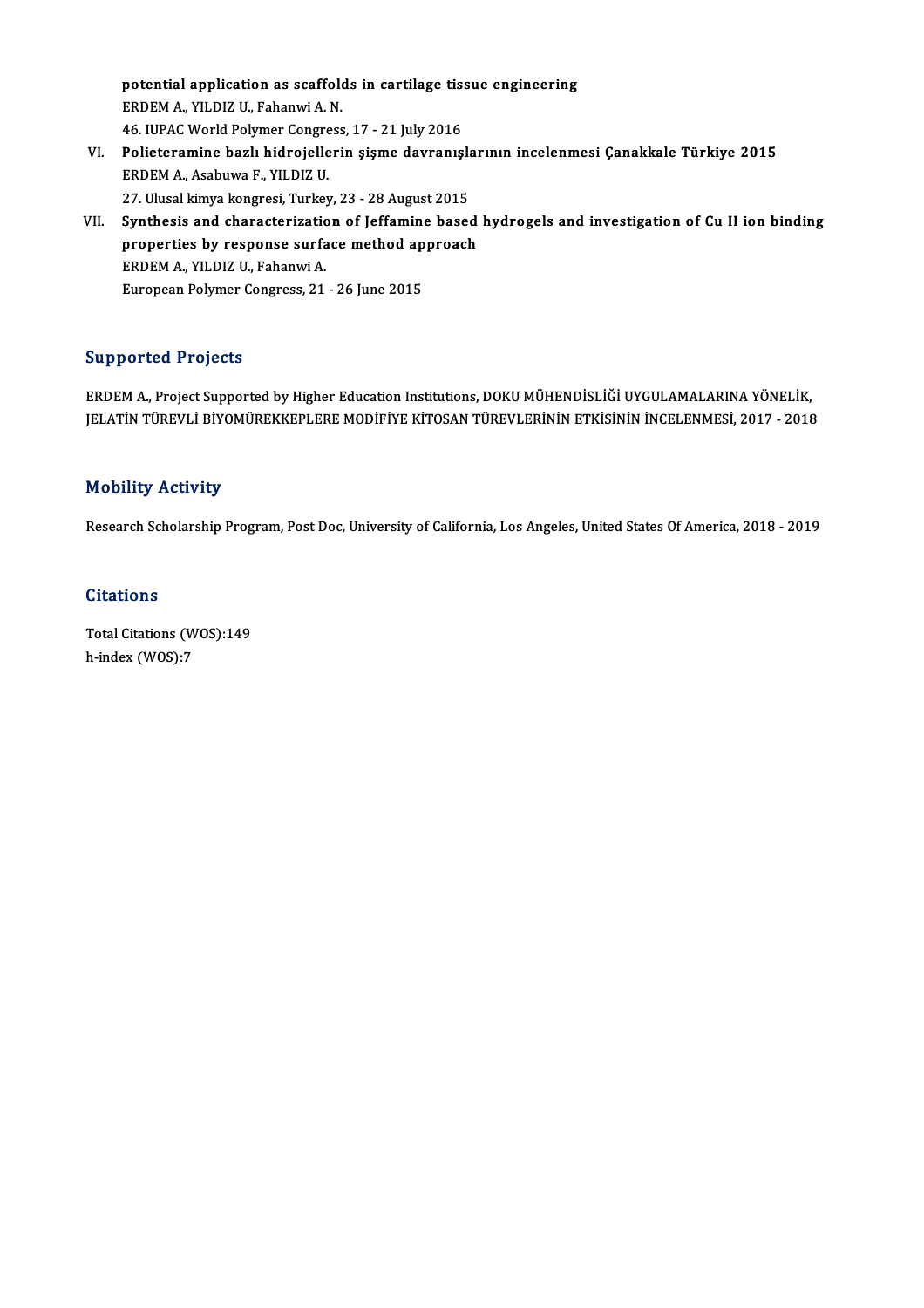potential application as scaffolds in cartilage tissue engineering
ERDEM A., YILDIZ U., Fahanwi A. N.
46. IUPAC World Polymer Congress, 17 - 21 July 2016

VI. **Polieteramine bazlı hidrojellerin şişme davranışlarının incelenmesi Çanakkale Türkiye 2015**
ERDEM A., Asabuwa F., YILDIZ U.
27. Ulusal kimya kongresi, Turkey, 23 - 28 August 2015

VII. **Synthesis and characterization of Jeffamine based hydrogels and investigation of Cu II ion binding properties by response surface method approach**
ERDEM A., YILDIZ U., Fahanwi A.
European Polymer Congress, 21 - 26 June 2015

## Supported Projects

ERDEM A., Project Supported by Higher Education Institutions, DOKU MÜHENDİSLİĞİ UYGULAMALARINA YÖNELİK, JELATİN TÜREVLİ BİYOMÜREKKEPLERE MODİFİYE KİTOSAN TÜREVLERİNİN ETKİSİNİN İNCELENMESİ, 2017 - 2018

## Mobility Activity

Research Scholarship Program, Post Doc, University of California, Los Angeles, United States Of America, 2018 - 2019

## Citations

Total Citations (WOS):149
h-index (WOS):7